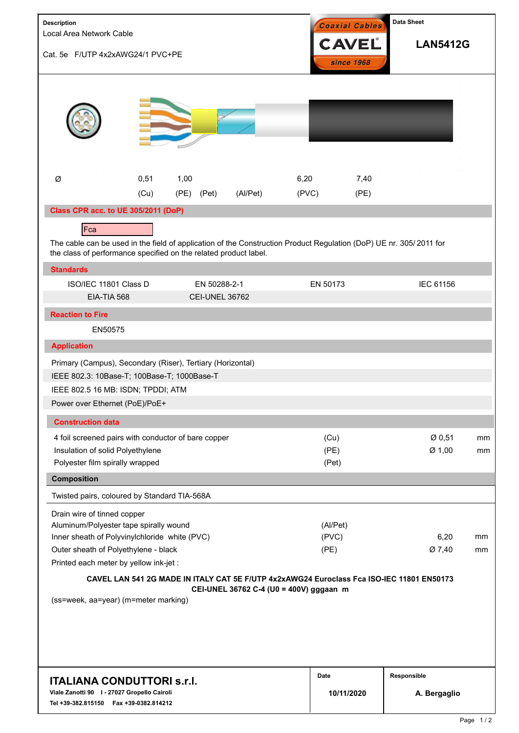**Description**

Local Area Network Cable

Cat. 5e F/UTP 4x2xAWG24/1 PVC+PE

Coaxial Cables CAVEL since 1968

**Data Sheet**

**LAN5412G**

| Ø | 0,51 | 1,00 | | | 6,20 | 7,40 |
|---|---|---|---|---|---|---|
| | (Cu) | (PE) | (Pet) | (Al/Pet) | (PVC) | (PE) |

## Class CPR acc. to UE 305/2011 (DoP)

Fca

The cable can be used in the field of application of the Construction Product Regulation (DoP) UE nr. 305/ 2011 for the class of performance specified on the related product label.

## Standards

| | | | |
|---|---|---|---|
| ISO/IEC 11801 Class D | EN 50288-2-1 | EN 50173 | IEC 61156 |
| EIA-TIA 568 | CEI-UNEL 36762 | | |

## Reaction to Fire

EN50575

## Application

Primary (Campus), Secondary (Riser), Tertiary (Horizontal)

IEEE 802.3: 10Base-T; 100Base-T; 1000Base-T

IEEE 802.5 16 MB: ISDN; TPDDI; ATM

Power over Ethernet (PoE)/PoE+

## Construction data

| | | | |
|---|---|---|---|
| 4 foil screened pairs with conductor of bare copper | (Cu) | Ø 0,51 | mm |
| Insulation of solid Polyethylene | (PE) | Ø 1,00 | mm |
| Polyester film spirally wrapped | (Pet) | | |

## Composition

Twisted pairs, coloured by Standard TIA-568A

| | | | |
|---|---|---|---|
| Drain wire of tinned copper | | | |
| Aluminum/Polyester tape spirally wound | (Al/Pet) | | |
| Inner sheath of Polyvinylchloride white (PVC) | (PVC) | 6,20 | mm |
| Outer sheath of Polyethylene - black | (PE) | Ø 7,40 | mm |

Printed each meter by yellow ink-jet :

**CAVEL LAN 541 2G MADE IN ITALY CAT 5E F/UTP 4x2xAWG24 Euroclass Fca ISO-IEC 11801 EN50173 CEI-UNEL 36762 C-4 (U0 = 400V) gggaan m**

(ss=week, aa=year) (m=meter marking)

**ITALIANA CONDUTTORI s.r.l.**
**Viale Zanotti 90 I - 27027 Gropello Cairoli**
**Tel +39-382.815150 Fax +39-0382.814212**

| Date | Responsible |
|---|---|
| 10/11/2020 | A. Bergaglio |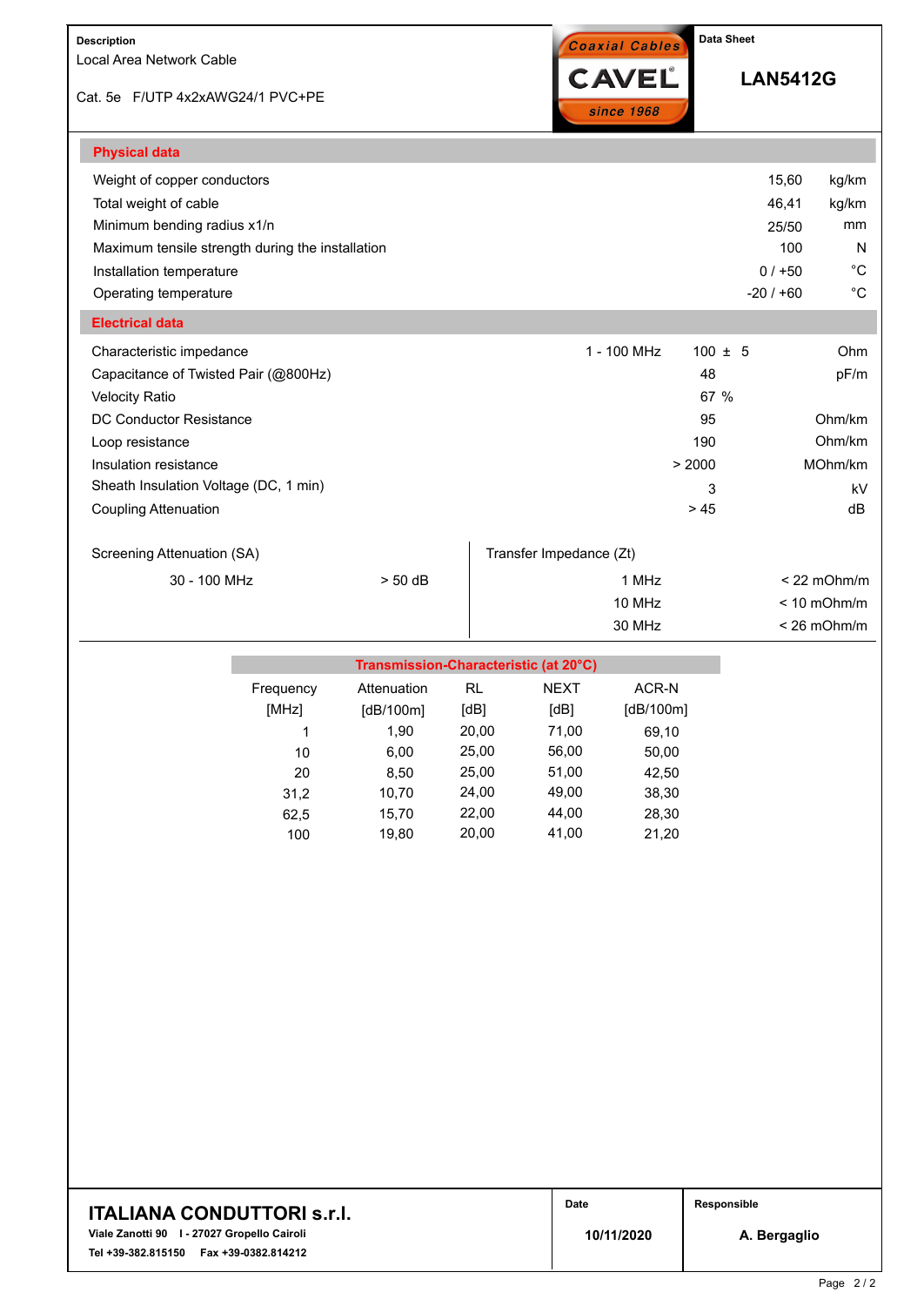**Description**

Local Area Network Cable

Cat. 5e F/UTP 4x2xAWG24/1 PVC+PE

Coaxial Cables CAVEL since 1968

**Data Sheet**

**LAN5412G**

## Physical data

| | | |
|---|---|---|
| Weight of copper conductors | 15,60 | kg/km |
| Total weight of cable | 46,41 | kg/km |
| Minimum bending radius x1/n | 25/50 | mm |
| Maximum tensile strength during the installation | 100 | N |
| Installation temperature | 0 / +50 | °C |
| Operating temperature | -20 / +60 | °C |

## Electrical data

| | | | |
|---|---|---|---|
| Characteristic impedance | 1 - 100 MHz | 100 ± 5 | Ohm |
| Capacitance of Twisted Pair (@800Hz) | | 48 | pF/m |
| Velocity Ratio | | 67 % | |
| DC Conductor Resistance | | 95 | Ohm/km |
| Loop resistance | | 190 | Ohm/km |
| Insulation resistance | | > 2000 | MOhm/km |
| Sheath Insulation Voltage (DC, 1 min) | | 3 | kV |
| Coupling Attenuation | | > 45 | dB |

| Screening Attenuation (SA) | | Transfer Impedance (Zt) | |
|---|---|---|---|
| 30 - 100 MHz | > 50 dB | 1 MHz | < 22 mOhm/m |
| | | 10 MHz | < 10 mOhm/m |
| | | 30 MHz | < 26 mOhm/m |

## Transmission-Characteristic (at 20°C)

| Frequency [MHz] | Attenuation [dB/100m] | RL [dB] | NEXT [dB] | ACR-N [dB/100m] |
|---|---|---|---|---|
| 1 | 1,90 | 20,00 | 71,00 | 69,10 |
| 10 | 6,00 | 25,00 | 56,00 | 50,00 |
| 20 | 8,50 | 25,00 | 51,00 | 42,50 |
| 31,2 | 10,70 | 24,00 | 49,00 | 38,30 |
| 62,5 | 15,70 | 22,00 | 44,00 | 28,30 |
| 100 | 19,80 | 20,00 | 41,00 | 21,20 |

**ITALIANA CONDUTTORI s.r.l.**
**Viale Zanotti 90 I - 27027 Gropello Cairoli**
**Tel +39-382.815150 Fax +39-0382.814212**

**Date** 10/11/2020

**Responsible** A. Bergaglio